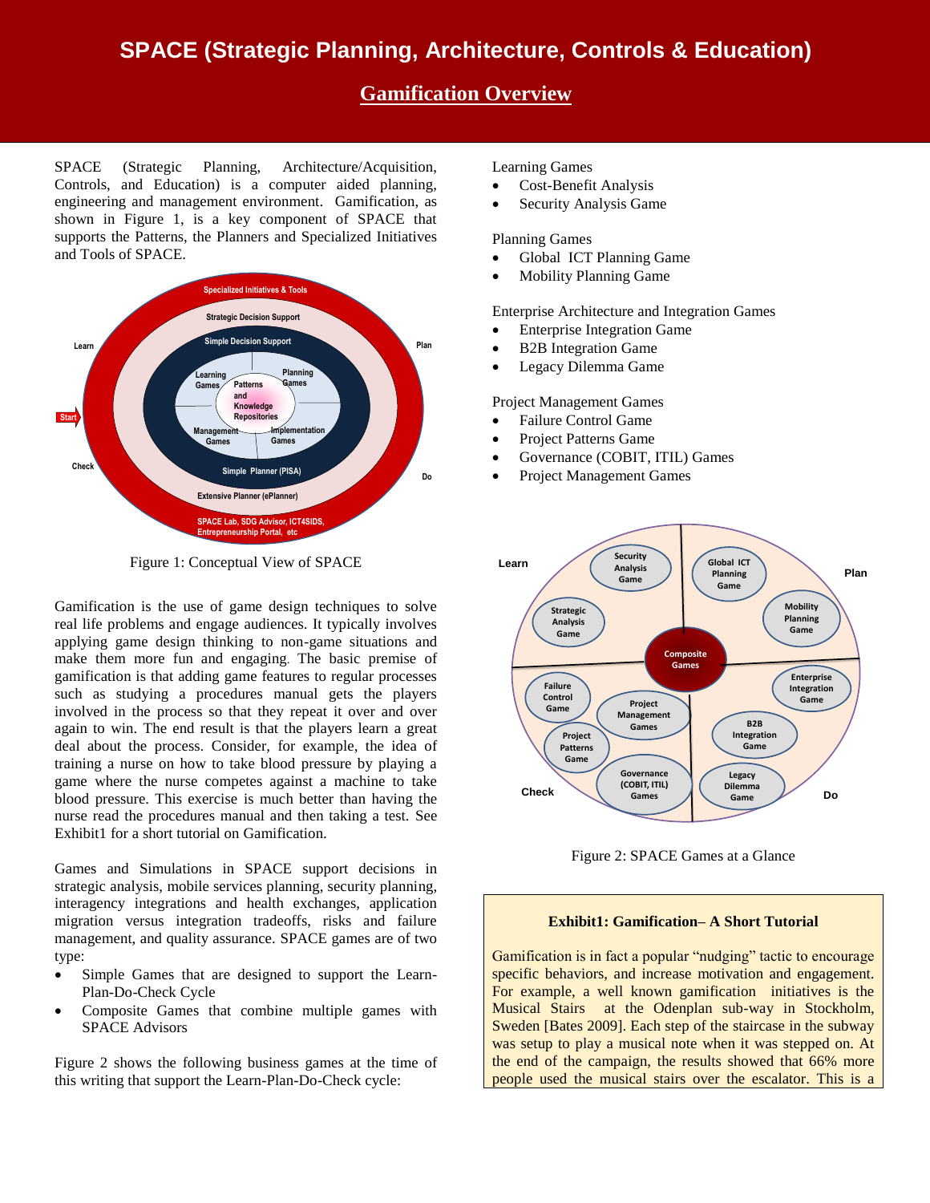# SPACE (Strategic Planning, Architecture, Controls & Education)

## Gamification Overview

SPACE (Strategic Planning, Architecture/Acquisition, Controls, and Education) is a computer aided planning, engineering and management environment. Gamification, as shown in Figure 1, is a key component of SPACE that supports the Patterns, the Planners and Specialized Initiatives and Tools of SPACE.

Figure 1: Conceptual View of SPACE

Gamification is the use of game design techniques to solve real life problems and engage audiences. It typically involves applying game design thinking to non-game situations and make them more fun and engaging. The basic premise of gamification is that adding game features to regular processes such as studying a procedures manual gets the players involved in the process so that they repeat it over and over again to win. The end result is that the players learn a great deal about the process. Consider, for example, the idea of training a nurse on how to take blood pressure by playing a game where the nurse competes against a machine to take blood pressure. This exercise is much better than having the nurse read the procedures manual and then taking a test. See Exhibit1 for a short tutorial on Gamification.

Games and Simulations in SPACE support decisions in strategic analysis, mobile services planning, security planning, interagency integrations and health exchanges, application migration versus integration tradeoffs, risks and failure management, and quality assurance. SPACE games are of two type:

- Simple Games that are designed to support the Learn-Plan-Do-Check Cycle
- Composite Games that combine multiple games with SPACE Advisors

Figure 2 shows the following business games at the time of this writing that support the Learn-Plan-Do-Check cycle:

Learning Games
- Cost-Benefit Analysis
- Security Analysis Game

Planning Games
- Global ICT Planning Game
- Mobility Planning Game

Enterprise Architecture and Integration Games
- Enterprise Integration Game
- B2B Integration Game
- Legacy Dilemma Game

Project Management Games
- Failure Control Game
- Project Patterns Game
- Governance (COBIT, ITIL) Games
- Project Management Games

Figure 2: SPACE Games at a Glance

**Exhibit1: Gamification– A Short Tutorial**

Gamification is in fact a popular "nudging" tactic to encourage specific behaviors, and increase motivation and engagement. For example, a well known gamification initiatives is the Musical Stairs at the Odenplan sub-way in Stockholm, Sweden [Bates 2009]. Each step of the staircase in the subway was setup to play a musical note when it was stepped on. At the end of the campaign, the results showed that 66% more people used the musical stairs over the escalator. This is a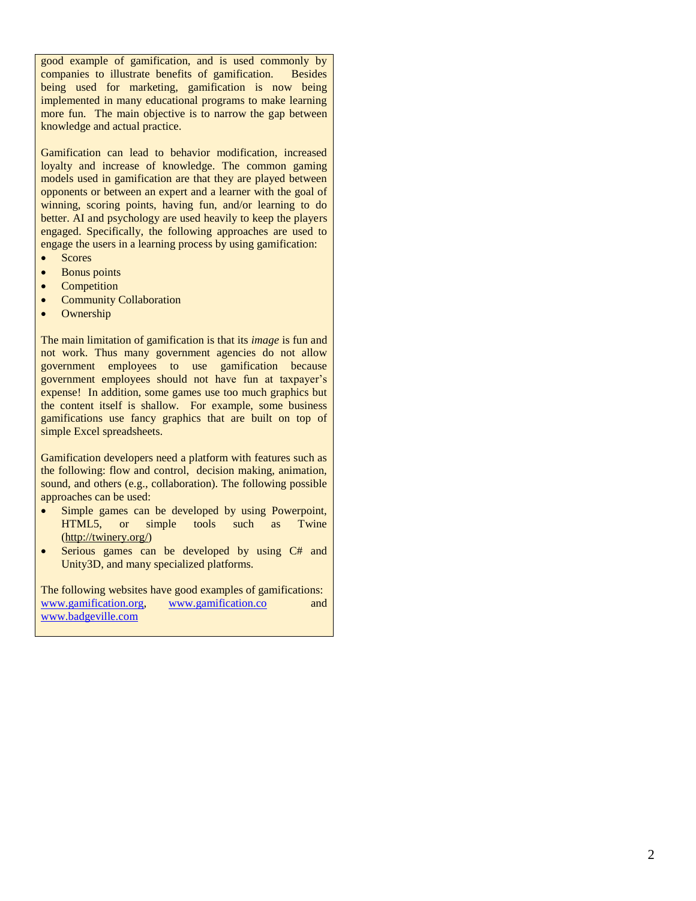good example of gamification, and is used commonly by companies to illustrate benefits of gamification. Besides being used for marketing, gamification is now being implemented in many educational programs to make learning more fun. The main objective is to narrow the gap between knowledge and actual practice.

Gamification can lead to behavior modification, increased loyalty and increase of knowledge. The common gaming models used in gamification are that they are played between opponents or between an expert and a learner with the goal of winning, scoring points, having fun, and/or learning to do better. AI and psychology are used heavily to keep the players engaged. Specifically, the following approaches are used to engage the users in a learning process by using gamification:

- Scores
- Bonus points
- Competition
- Community Collaboration
- Ownership

The main limitation of gamification is that its *image* is fun and not work. Thus many government agencies do not allow government employees to use gamification because government employees should not have fun at taxpayer's expense! In addition, some games use too much graphics but the content itself is shallow. For example, some business gamifications use fancy graphics that are built on top of simple Excel spreadsheets.

Gamification developers need a platform with features such as the following: flow and control, decision making, animation, sound, and others (e.g., collaboration). The following possible approaches can be used:

- Simple games can be developed by using Powerpoint, HTML5, or simple tools such as Twine (http://twinery.org/)
- Serious games can be developed by using C# and Unity3D, and many specialized platforms.

The following websites have good examples of gamifications: www.gamification.org, www.gamification.co and www.badgeville.com